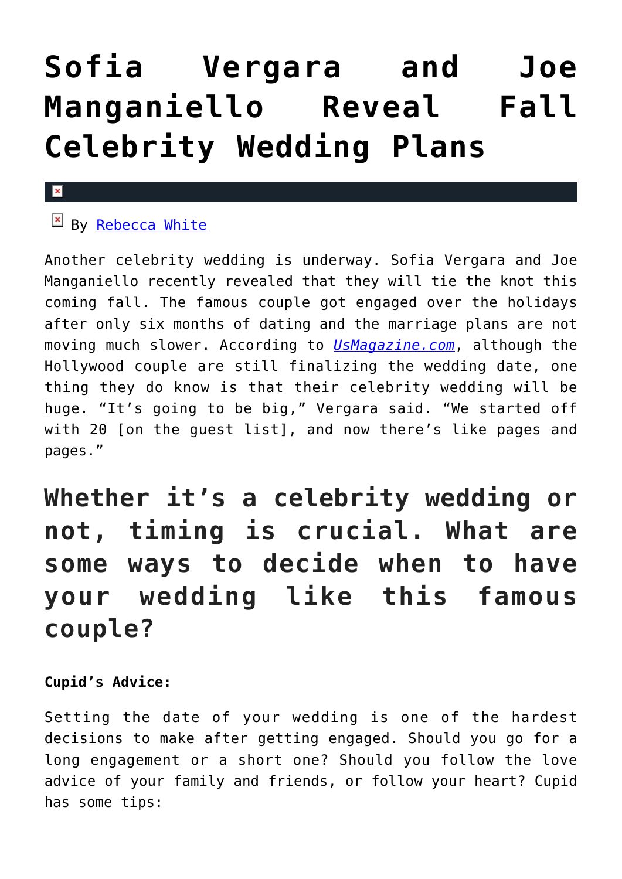# Sofia Vergara and Joe Manganiello Reveal Fall Celebrity Wedding Plans

By Rebecca White

Another celebrity wedding is underway. Sofia Vergara and Joe Manganiello recently revealed that they will tie the knot this coming fall. The famous couple got engaged over the holidays after only six months of dating and the marriage plans are not moving much slower. According to *UsMagazine.com*, although the Hollywood couple are still finalizing the wedding date, one thing they do know is that their celebrity wedding will be huge. "It's going to be big," Vergara said. "We started off with 20 [on the guest list], and now there's like pages and pages."

## Whether it's a celebrity wedding or not, timing is crucial. What are some ways to decide when to have your wedding like this famous couple?

**Cupid's Advice:**

Setting the date of your wedding is one of the hardest decisions to make after getting engaged. Should you go for a long engagement or a short one? Should you follow the love advice of your family and friends, or follow your heart? Cupid has some tips: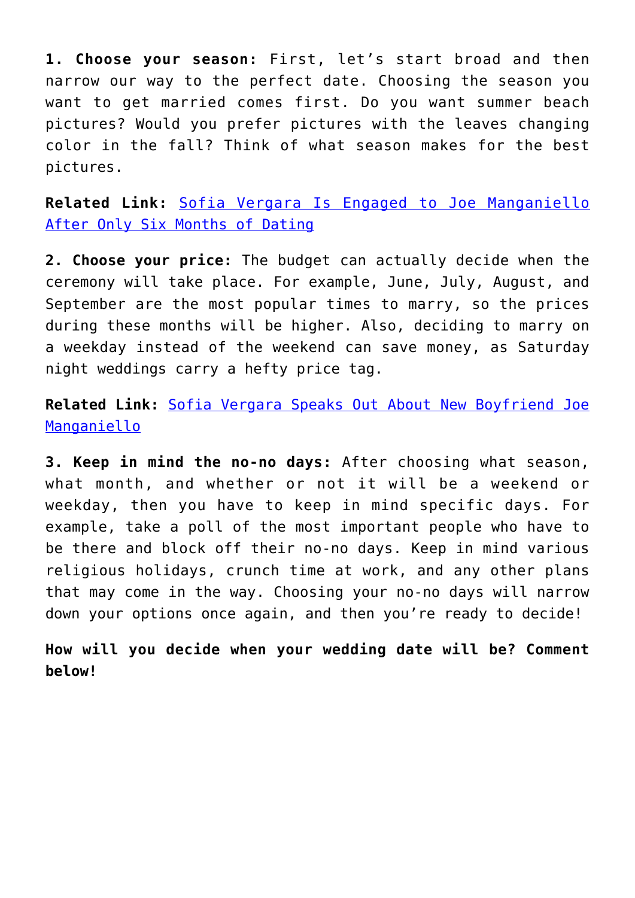**1. Choose your season:** First, let's start broad and then narrow our way to the perfect date. Choosing the season you want to get married comes first. Do you want summer beach pictures? Would you prefer pictures with the leaves changing color in the fall? Think of what season makes for the best pictures.

**Related Link:** Sofia Vergara Is Engaged to Joe Manganiello After Only Six Months of Dating

**2. Choose your price:** The budget can actually decide when the ceremony will take place. For example, June, July, August, and September are the most popular times to marry, so the prices during these months will be higher. Also, deciding to marry on a weekday instead of the weekend can save money, as Saturday night weddings carry a hefty price tag.

**Related Link:** Sofia Vergara Speaks Out About New Boyfriend Joe Manganiello

**3. Keep in mind the no-no days:** After choosing what season, what month, and whether or not it will be a weekend or weekday, then you have to keep in mind specific days. For example, take a poll of the most important people who have to be there and block off their no-no days. Keep in mind various religious holidays, crunch time at work, and any other plans that may come in the way. Choosing your no-no days will narrow down your options once again, and then you're ready to decide!

**How will you decide when your wedding date will be? Comment below!**